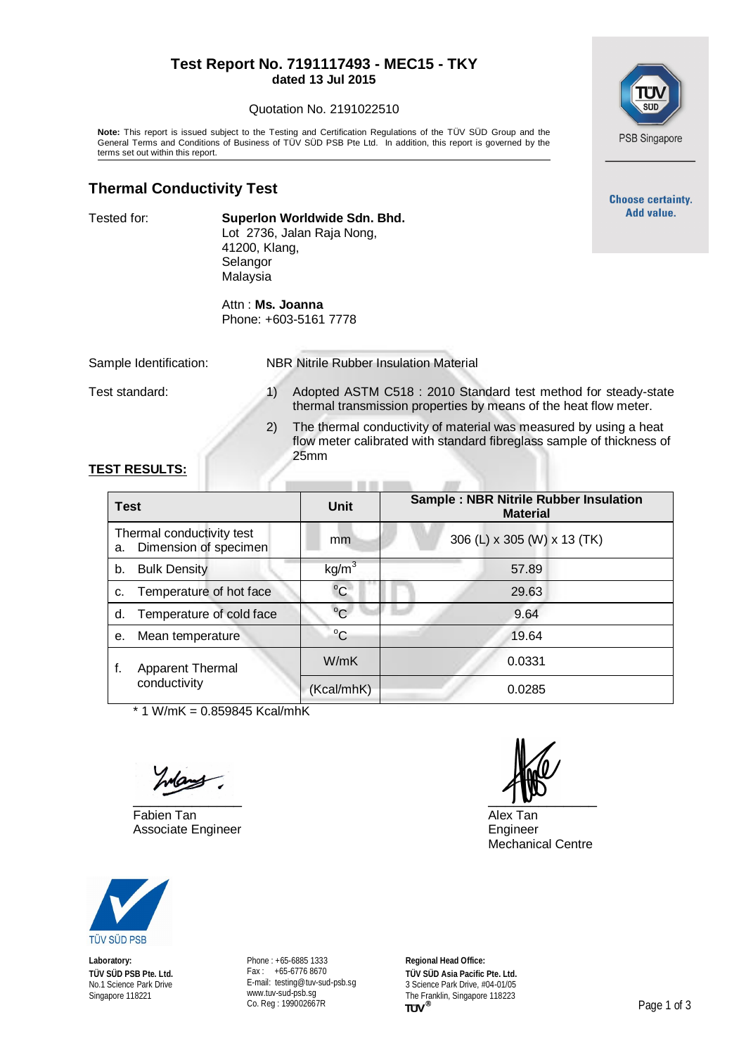**Test Report No. 7191117493 - MEC15 - TKY**
**dated 13 Jul 2015**

Quotation No. 2191022510

**Note:** This report is issued subject to the Testing and Certification Regulations of the TÜV SÜD Group and the General Terms and Conditions of Business of TÜV SÜD PSB Pte Ltd. In addition, this report is governed by the terms set out within this report.

PSB Singapore

**Choose certainty. Add value.**

## Thermal Conductivity Test

Tested for: **Superlon Worldwide Sdn. Bhd.**
Lot 2736, Jalan Raja Nong,
41200, Klang,
Selangor
Malaysia

Attn : **Ms. Joanna**
Phone: +603-5161 7778

Sample Identification: NBR Nitrile Rubber Insulation Material

Test standard:

1) Adopted ASTM C518 : 2010 Standard test method for steady-state thermal transmission properties by means of the heat flow meter.
2) The thermal conductivity of material was measured by using a heat flow meter calibrated with standard fibreglass sample of thickness of 25mm

**TEST RESULTS:**

| Test | Unit | Sample : NBR Nitrile Rubber Insulation Material |
|---|---|---|
| Thermal conductivity test<br>a. Dimension of specimen | mm | 306 (L) x 305 (W) x 13 (TK) |
| b. Bulk Density | $kg/m^3$ | 57.89 |
| c. Temperature of hot face | $^oC$ | 29.63 |
| d. Temperature of cold face | $^oC$ | 9.64 |
| e. Mean temperature | $^oC$ | 19.64 |
| f. Apparent Thermal conductivity | W/mK | 0.0331 |
| | (Kcal/mhK) | 0.0285 |

* 1 W/mK = 0.859845 Kcal/mhK

Fabien Tan
Associate Engineer

Alex Tan
Engineer
Mechanical Centre

TÜV SÜD PSB

**Laboratory:**
**TÜV SÜD PSB Pte. Ltd.**
No.1 Science Park Drive
Singapore 118221

Phone : +65-6885 1333
Fax : +65-6776 8670
E-mail: testing@tuv-sud-psb.sg
www.tuv-sud-psb.sg
Co. Reg : 199002667R

**Regional Head Office:**
**TÜV SÜD Asia Pacific Pte. Ltd.**
3 Science Park Drive, #04-01/05
The Franklin, Singapore 118223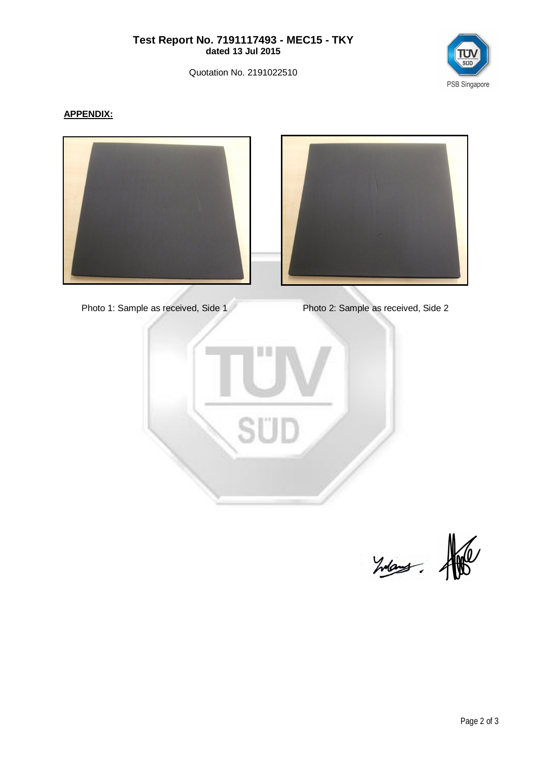**Test Report No. 7191117493 - MEC15 - TKY**
**dated 13 Jul 2015**

Quotation No. 2191022510

**APPENDIX:**

Photo 1: Sample as received, Side 1

Photo 2: Sample as received, Side 2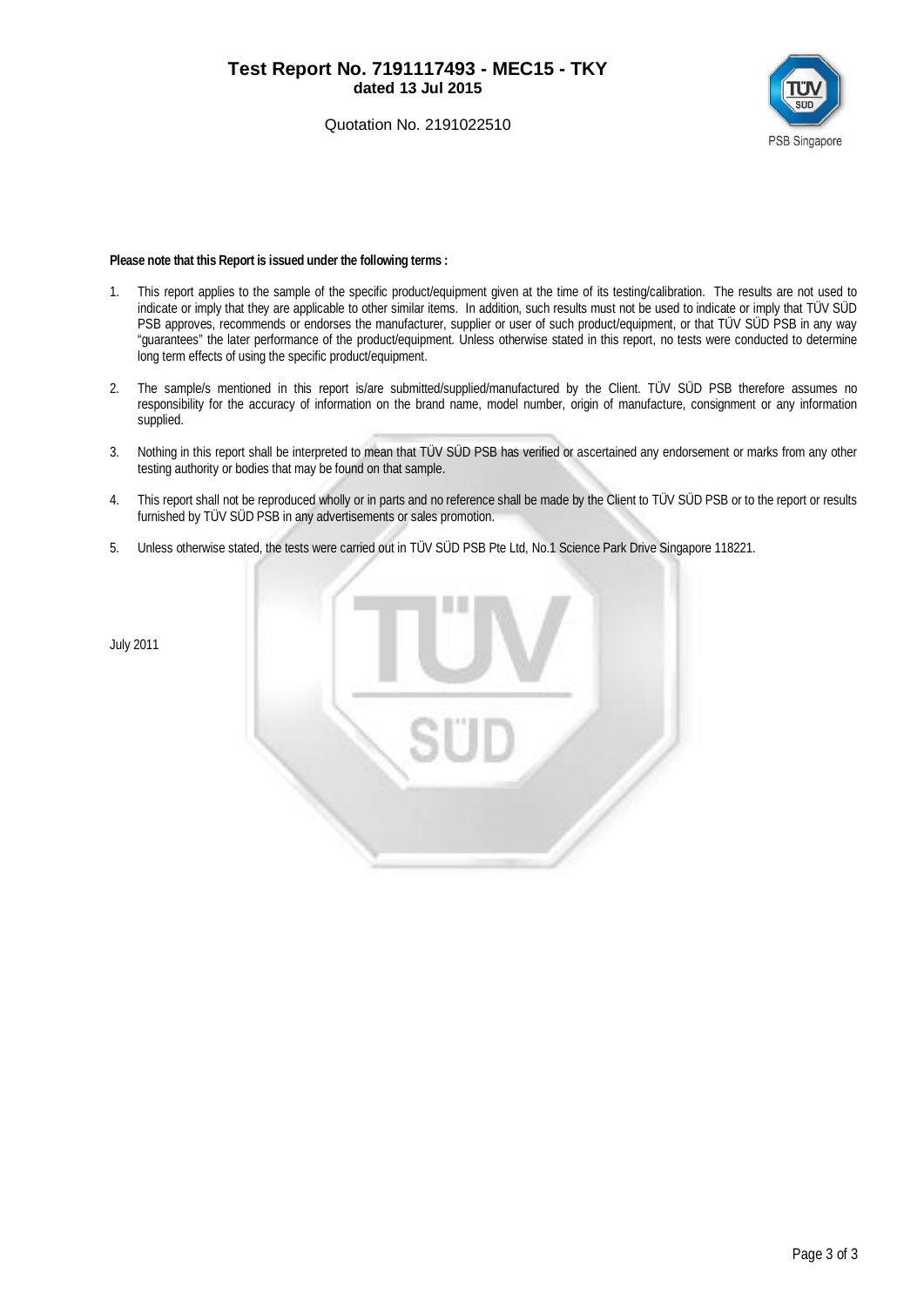**Please note that this Report is issued under the following terms :**

1. This report applies to the sample of the specific product/equipment given at the time of its testing/calibration. The results are not used to indicate or imply that they are applicable to other similar items. In addition, such results must not be used to indicate or imply that TÜV SÜD PSB approves, recommends or endorses the manufacturer, supplier or user of such product/equipment, or that TÜV SÜD PSB in any way "guarantees" the later performance of the product/equipment. Unless otherwise stated in this report, no tests were conducted to determine long term effects of using the specific product/equipment.

2. The sample/s mentioned in this report is/are submitted/supplied/manufactured by the Client. TÜV SÜD PSB therefore assumes no responsibility for the accuracy of information on the brand name, model number, origin of manufacture, consignment or any information supplied.

3. Nothing in this report shall be interpreted to mean that TÜV SÜD PSB has verified or ascertained any endorsement or marks from any other testing authority or bodies that may be found on that sample.

4. This report shall not be reproduced wholly or in parts and no reference shall be made by the Client to TÜV SÜD PSB or to the report or results furnished by TÜV SÜD PSB in any advertisements or sales promotion.

5. Unless otherwise stated, the tests were carried out in TÜV SÜD PSB Pte Ltd, No.1 Science Park Drive Singapore 118221.

July 2011